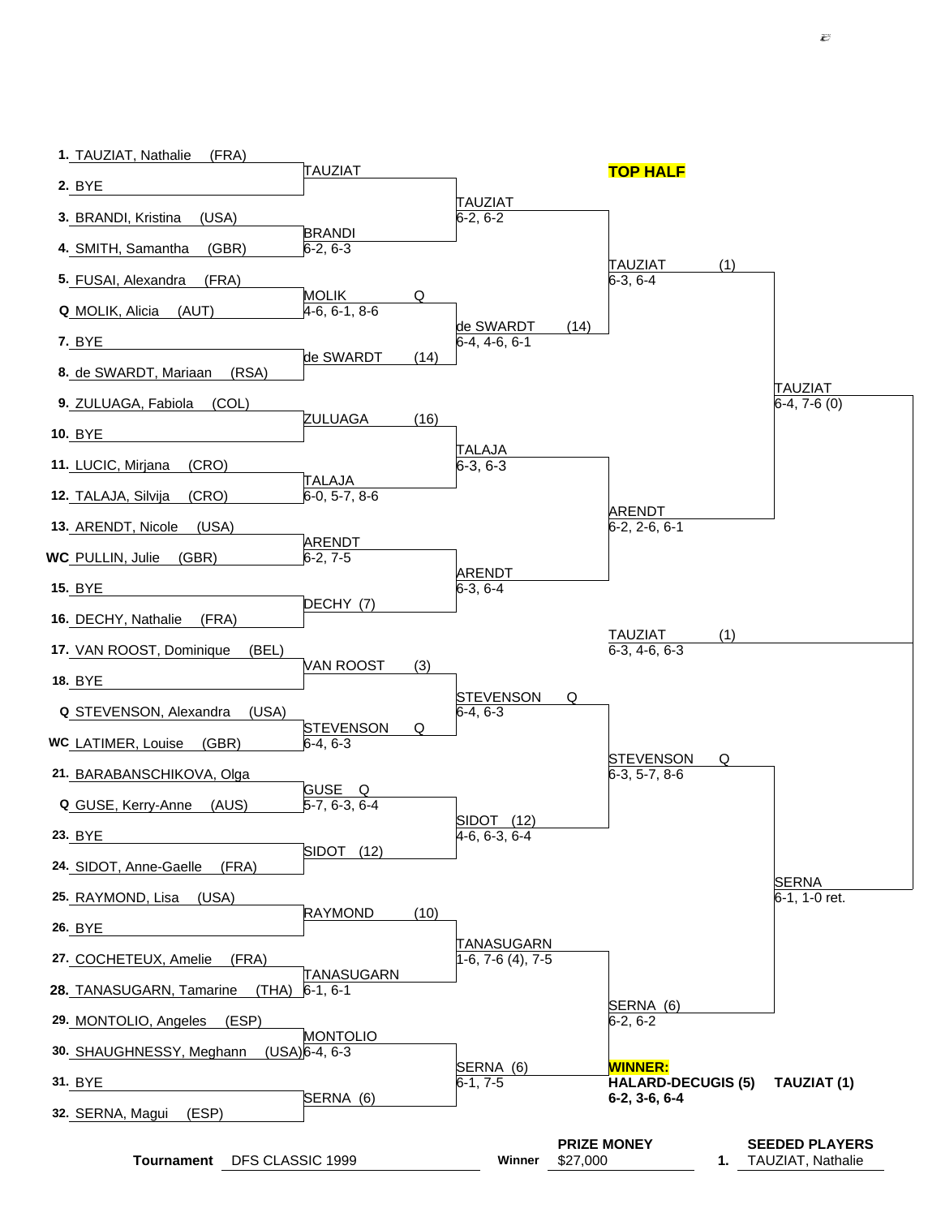**TOP HALF**

| Draw | Round 1 | Round 2 | Quarterfinals | Semifinals |
|---|---|---|---|---|
| 1. TAUZIAT, Nathalie (FRA) | TAUZIAT | TAUZIAT 6-2, 6-2 | TAUZIAT (1) 6-3, 6-4 | TAUZIAT 6-4, 7-6 (0) |
| 2. BYE | | | | |
| 3. BRANDI, Kristina (USA) | BRANDI 6-2, 6-3 | | | |
| 4. SMITH, Samantha (GBR) | | | | |
| 5. FUSAI, Alexandra (FRA) | MOLIK Q 4-6, 6-1, 8-6 | de SWARDT (14) 6-4, 4-6, 6-1 | | |
| Q MOLIK, Alicia (AUT) | | | | |
| 7. BYE | de SWARDT (14) | | | |
| 8. de SWARDT, Mariaan (RSA) | | | | |
| 9. ZULUAGA, Fabiola (COL) | ZULUAGA (16) | TALAJA 6-3, 6-3 | ARENDT 6-2, 2-6, 6-1 | |
| 10. BYE | | | | |
| 11. LUCIC, Mirjana (CRO) | TALAJA 6-0, 5-7, 8-6 | | | |
| 12. TALAJA, Silvija (CRO) | | | | |
| 13. ARENDT, Nicole (USA) | ARENDT 6-2, 7-5 | ARENDT 6-3, 6-4 | | |
| WC PULLIN, Julie (GBR) | | | | |
| 15. BYE | DECHY (7) | | | |
| 16. DECHY, Nathalie (FRA) | | | | |
| 17. VAN ROOST, Dominique (BEL) | VAN ROOST (3) | STEVENSON Q 6-4, 6-3 | STEVENSON Q 6-3, 5-7, 8-6 | SERNA 6-1, 1-0 ret. |
| 18. BYE | | | | |
| Q STEVENSON, Alexandra (USA) | STEVENSON Q 6-4, 6-3 | | | |
| WC LATIMER, Louise (GBR) | | | | |
| 21. BARABANSCHIKOVA, Olga | GUSE Q 5-7, 6-3, 6-4 | SIDOT (12) 4-6, 6-3, 6-4 | | |
| Q GUSE, Kerry-Anne (AUS) | | | | |
| 23. BYE | SIDOT (12) | | | |
| 24. SIDOT, Anne-Gaelle (FRA) | | | | |
| 25. RAYMOND, Lisa (USA) | RAYMOND (10) | TANASUGARN 1-6, 7-6 (4), 7-5 | SERNA (6) 6-2, 6-2 | |
| 26. BYE | | | | |
| 27. COCHETEUX, Amelie (FRA) | TANASUGARN 6-1, 6-1 | | | |
| 28. TANASUGARN, Tamarine (THA) | | | | |
| 29. MONTOLIO, Angeles (ESP) | MONTOLIO 6-4, 6-3 | SERNA (6) 6-1, 7-5 | | |
| 30. SHAUGHNESSY, Meghann (USA) | | | | |
| 31. BYE | SERNA (6) | | | |
| 32. SERNA, Magui (ESP) | | | | |

**Final (Top Half):** TAUZIAT (1) 6-3, 4-6, 6-3

**WINNER:**
**HALARD-DECUGIS (5) TAUZIAT (1)**
**6-2, 3-6, 6-4**

**Tournament** DFS CLASSIC 1999

**Winner** **PRIZE MONEY** $27,000

**SEEDED PLAYERS**
1. TAUZIAT, Nathalie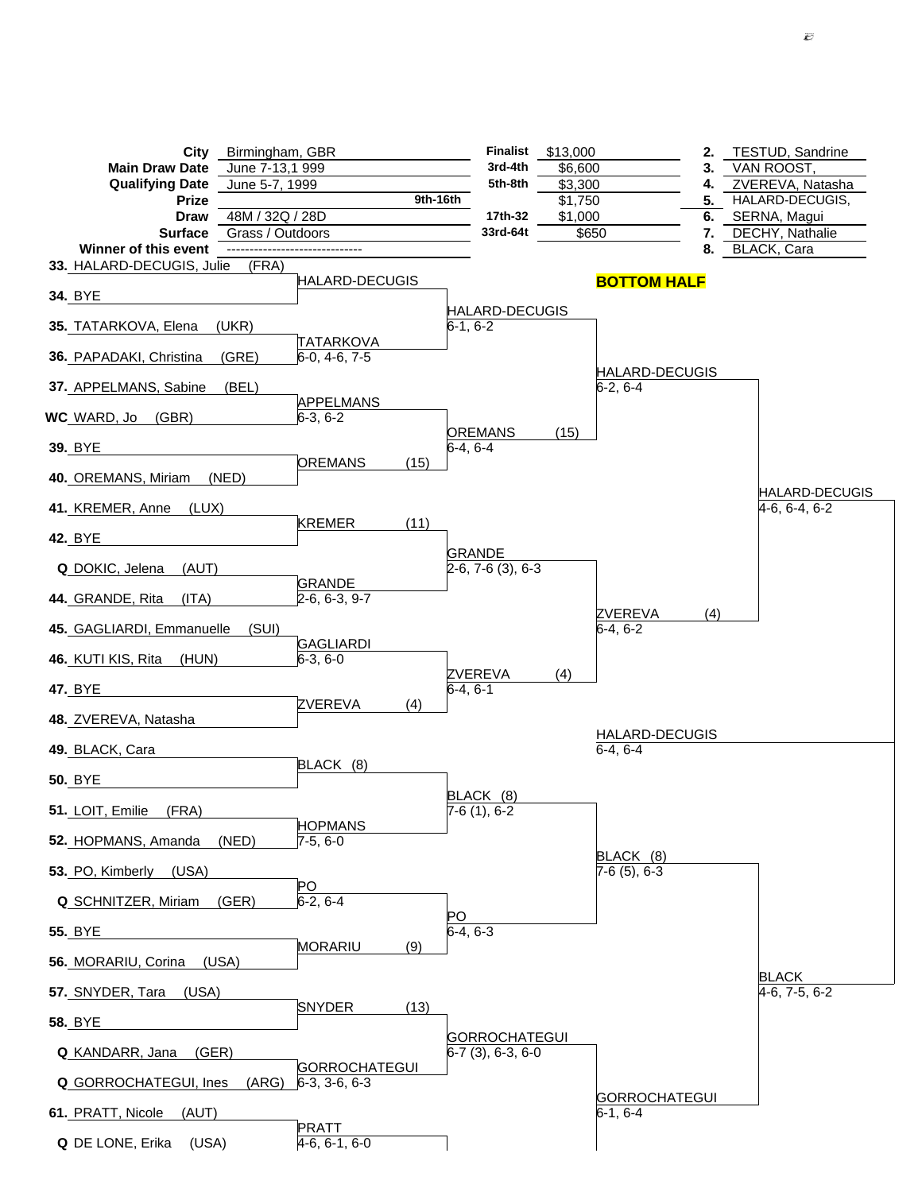| | | | | | |
|---|---|---|---|---|---|
| **City** | Birmingham, GBR | **Finalist** | $13,000 | **2.** | TESTUD, Sandrine |
| **Main Draw Date** | June 7-13,1 999 | **3rd-4th** | $6,600 | **3.** | VAN ROOST, |
| **Qualifying Date** | June 5-7, 1999 | **5th-8th** | $3,300 | **4.** | ZVEREVA, Natasha |
| **Prize** | **9th-16th** | | $1,750 | **5.** | HALARD-DECUGIS, |
| **Draw** | 48M / 32Q / 28D | **17th-32** | $1,000 | **6.** | SERNA, Magui |
| **Surface** | Grass / Outdoors | **33rd-64t** | $650 | **7.** | DECHY, Nathalie |
| **Winner of this event** | ------------------------------ | | | **8.** | BLACK, Cara |

**BOTTOM HALF**

| First Round | Second Round | Third Round | Quarterfinals | Semifinals | Final |
|---|---|---|---|---|---|
| **33.** HALARD-DECUGIS, Julie (FRA) | HALARD-DECUGIS | HALARD-DECUGIS 6-1, 6-2 | HALARD-DECUGIS 6-2, 6-4 | HALARD-DECUGIS 4-6, 6-4, 6-2 | HALARD-DECUGIS 6-4, 6-4 |
| **34.** BYE | | | | | |
| **35.** TATARKOVA, Elena (UKR) | TATARKOVA 6-0, 4-6, 7-5 | | | | |
| **36.** PAPADAKI, Christina (GRE) | | | | | |
| **37.** APPELMANS, Sabine (BEL) | APPELMANS 6-3, 6-2 | OREMANS (15) 6-4, 6-4 | | | |
| **WC** WARD, Jo (GBR) | | | | | |
| **39.** BYE | OREMANS (15) | | | | |
| **40.** OREMANS, Miriam (NED) | | | | | |
| **41.** KREMER, Anne (LUX) | KREMER (11) | GRANDE 2-6, 7-6 (3), 6-3 | ZVEREVA (4) 6-4, 6-2 | | |
| **42.** BYE | | | | | |
| **Q** DOKIC, Jelena (AUT) | GRANDE 2-6, 6-3, 9-7 | | | | |
| **44.** GRANDE, Rita (ITA) | | | | | |
| **45.** GAGLIARDI, Emmanuelle (SUI) | GAGLIARDI 6-3, 6-0 | ZVEREVA (4) 6-4, 6-1 | | | |
| **46.** KUTI KIS, Rita (HUN) | | | | | |
| **47.** BYE | ZVEREVA (4) | | | | |
| **48.** ZVEREVA, Natasha | | | | | |
| **49.** BLACK, Cara | BLACK (8) | BLACK (8) 7-6 (1), 6-2 | BLACK (8) 7-6 (5), 6-3 | BLACK 4-6, 7-5, 6-2 | |
| **50.** BYE | | | | | |
| **51.** LOIT, Emilie (FRA) | HOPMANS 7-5, 6-0 | | | | |
| **52.** HOPMANS, Amanda (NED) | | | | | |
| **53.** PO, Kimberly (USA) | PO 6-2, 6-4 | PO 6-4, 6-3 | | | |
| **Q** SCHNITZER, Miriam (GER) | | | | | |
| **55.** BYE | MORARIU (9) | | | | |
| **56.** MORARIU, Corina (USA) | | | | | |
| **57.** SNYDER, Tara (USA) | SNYDER (13) | GORROCHATEGUI 6-7 (3), 6-3, 6-0 | GORROCHATEGUI 6-1, 6-4 | | |
| **58.** BYE | | | | | |
| **Q** KANDARR, Jana (GER) | GORROCHATEGUI 6-3, 3-6, 6-3 | | | | |
| **Q** GORROCHATEGUI, Ines (ARG) | | | | | |
| **61.** PRATT, Nicole (AUT) | PRATT 4-6, 6-1, 6-0 | | | | |
| **Q** DE LONE, Erika (USA) | | | | | |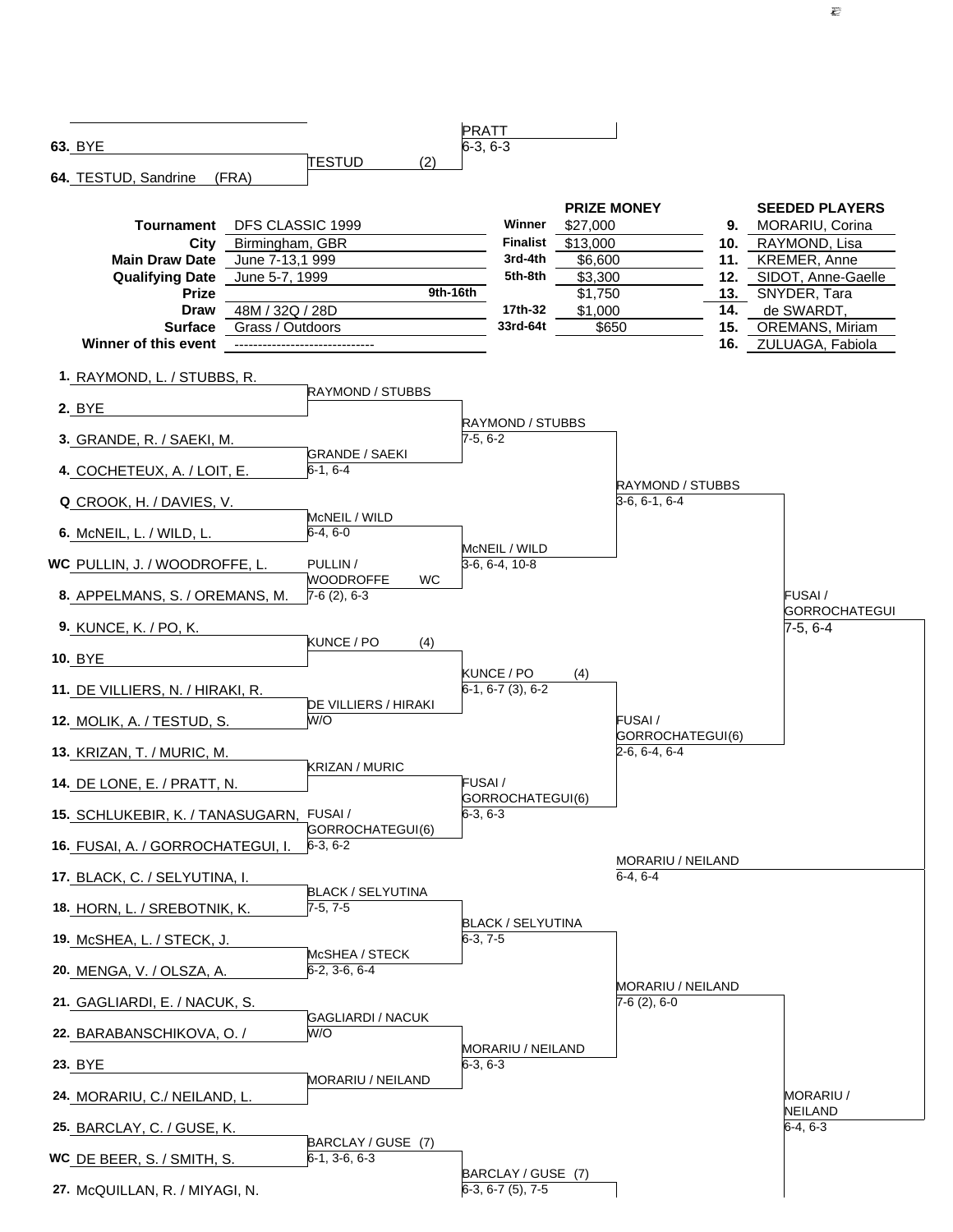| | | | |
|---|---|---|---|
| 63. BYE | | PRATT | |
| | TESTUD (2) | 6-3, 6-3 | |
| 64. TESTUD, Sandrine (FRA) | | | |

| | | | PRIZE MONEY | | SEEDED PLAYERS |
|---|---|---|---|---|---|
| **Tournament** | DFS CLASSIC 1999 | **Winner** | $27,000 | **9.** | MORARIU, Corina |
| **City** | Birmingham, GBR | **Finalist** | $13,000 | **10.** | RAYMOND, Lisa |
| **Main Draw Date** | June 7-13,1 999 | **3rd-4th** | $6,600 | **11.** | KREMER, Anne |
| **Qualifying Date** | June 5-7, 1999 | **5th-8th** | $3,300 | **12.** | SIDOT, Anne-Gaelle |
| **Prize** | | **9th-16th** | $1,750 | **13.** | SNYDER, Tara |
| **Draw** | 48M / 32Q / 28D | **17th-32** | $1,000 | **14.** | de SWARDT, |
| **Surface** | Grass / Outdoors | **33rd-64t** | $650 | **15.** | OREMANS, Miriam |
| **Winner of this event** | ------------------------------ | | | **16.** | ZULUAGA, Fabiola |

| Draw | Round 2 | Quarterfinals | Semifinals | Final |
|---|---|---|---|---|
| 1. RAYMOND, L. / STUBBS, R. | RAYMOND / STUBBS | RAYMOND / STUBBS 7-5, 6-2 | RAYMOND / STUBBS 3-6, 6-1, 6-4 | FUSAI / GORROCHATEGUI 7-5, 6-4 |
| 2. BYE | | | | |
| 3. GRANDE, R. / SAEKI, M. | GRANDE / SAEKI 6-1, 6-4 | | | |
| 4. COCHETEUX, A. / LOIT, E. | | | | |
| Q CROOK, H. / DAVIES, V. | McNEIL / WILD 6-4, 6-0 | McNEIL / WILD 3-6, 6-4, 10-8 | | |
| 6. McNEIL, L. / WILD, L. | | | | |
| WC PULLIN, J. / WOODROFFE, L. | PULLIN / WOODROFFE WC 7-6 (2), 6-3 | | | |
| 8. APPELMANS, S. / OREMANS, M. | | | | |
| 9. KUNCE, K. / PO, K. | KUNCE / PO (4) | KUNCE / PO (4) 6-1, 6-7 (3), 6-2 | FUSAI / GORROCHATEGUI(6) 2-6, 6-4, 6-4 | |
| 10. BYE | | | | |
| 11. DE VILLIERS, N. / HIRAKI, R. | DE VILLIERS / HIRAKI W/O | | | |
| 12. MOLIK, A. / TESTUD, S. | | | | |
| 13. KRIZAN, T. / MURIC, M. | KRIZAN / MURIC | FUSAI / GORROCHATEGUI(6) 6-3, 6-3 | | |
| 14. DE LONE, E. / PRATT, N. | | | | |
| 15. SCHLUKEBIR, K. / TANASUGARN, | FUSAI / GORROCHATEGUI(6) 6-3, 6-2 | | | |
| 16. FUSAI, A. / GORROCHATEGUI, I. | | | | |
| 17. BLACK, C. / SELYUTINA, I. | BLACK / SELYUTINA 7-5, 7-5 | BLACK / SELYUTINA 6-3, 7-5 | MORARIU / NEILAND 7-6 (2), 6-0 | MORARIU / NEILAND 6-4, 6-3 |
| 18. HORN, L. / SREBOTNIK, K. | | | | |
| 19. McSHEA, L. / STECK, J. | McSHEA / STECK 6-2, 3-6, 6-4 | | | |
| 20. MENGA, V. / OLSZA, A. | | | | |
| 21. GAGLIARDI, E. / NACUK, S. | GAGLIARDI / NACUK W/O | MORARIU / NEILAND 6-3, 6-3 | | |
| 22. BARABANSCHIKOVA, O. / | | | | |
| 23. BYE | MORARIU / NEILAND | | | |
| 24. MORARIU, C./ NEILAND, L. | | | | |
| 25. BARCLAY, C. / GUSE, K. | BARCLAY / GUSE (7) 6-1, 3-6, 6-3 | BARCLAY / GUSE (7) 6-3, 6-7 (5), 7-5 | | |
| WC DE BEER, S. / SMITH, S. | | | | |
| 27. McQUILLAN, R. / MIYAGI, N. | | | | |

Semifinal (top half): MORARIU / NEILAND 6-4, 6-4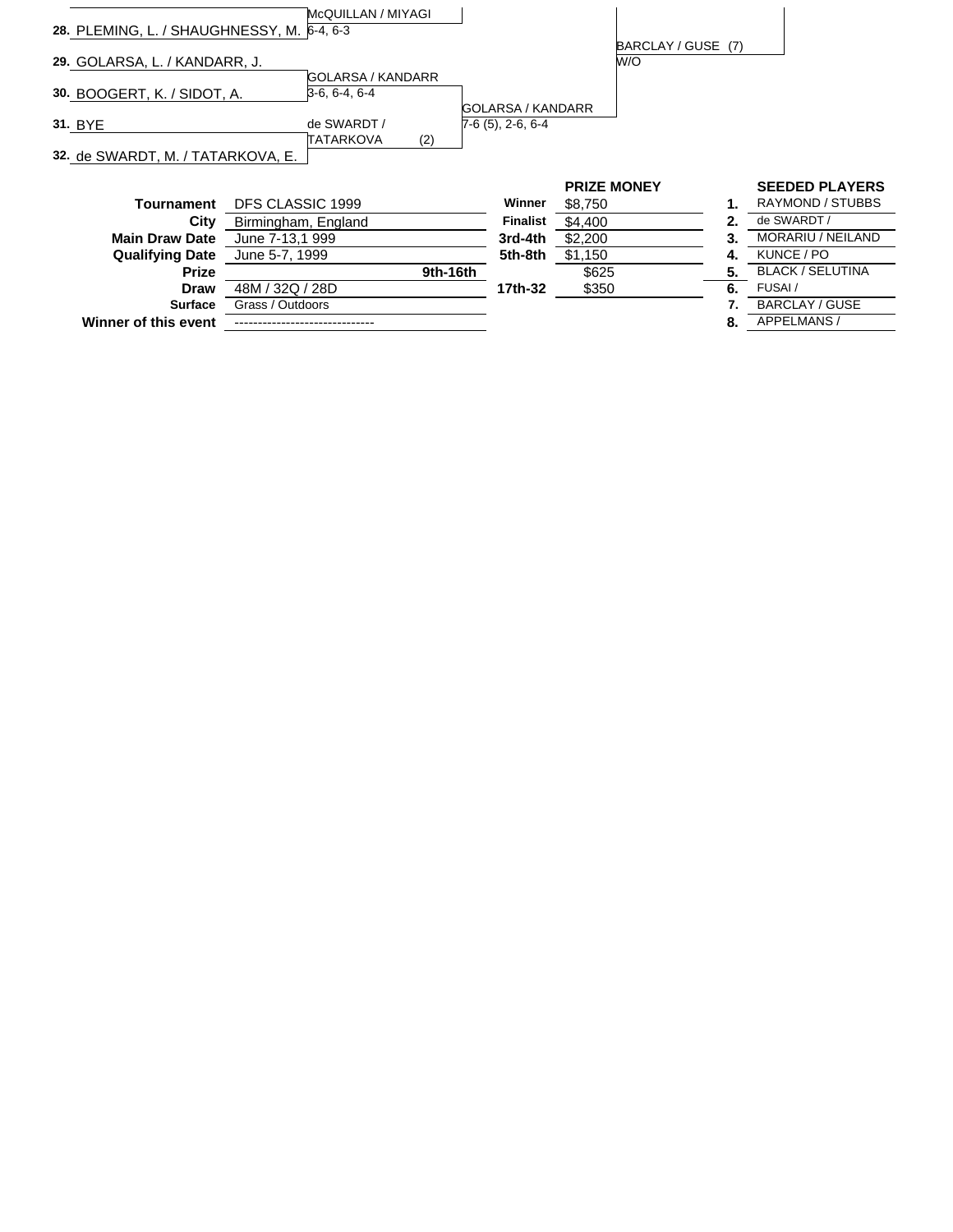28. PLEMING, L. / SHAUGHNESSY, M.

McQUILLAN / MIYAGI
6-4, 6-3

BARCLAY / GUSE (7)
W/O

29. GOLARSA, L. / KANDARR, J.

GOLARSA / KANDARR
3-6, 6-4, 6-4

30. BOOGERT, K. / SIDOT, A.

GOLARSA / KANDARR
7-6 (5), 2-6, 6-4

31. BYE

de SWARDT / TATARKOVA (2)

32. de SWARDT, M. / TATARKOVA, E.

| | | | | | | |
|---|---|---|---|---|---|---|
| **Tournament** | DFS CLASSIC 1999 | **Winner** | $8,750 | **1.** | RAYMOND / STUBBS |
| **City** | Birmingham, England | **Finalist** | $4,400 | **2.** | de SWARDT / |
| **Main Draw Date** | June 7-13,1 999 | **3rd-4th** | $2,200 | **3.** | MORARIU / NEILAND |
| **Qualifying Date** | June 5-7, 1999 | **5th-8th** | $1,150 | **4.** | KUNCE / PO |
| **Prize** | | **9th-16th** | $625 | **5.** | BLACK / SELUTINA |
| **Draw** | 48M / 32Q / 28D | **17th-32** | $350 | **6.** | FUSAI / |
| **Surface** | Grass / Outdoors | | | **7.** | BARCLAY / GUSE |
| **Winner of this event** | ------------------------------ | | | **8.** | APPELMANS / |

**PRIZE MONEY**

**SEEDED PLAYERS**